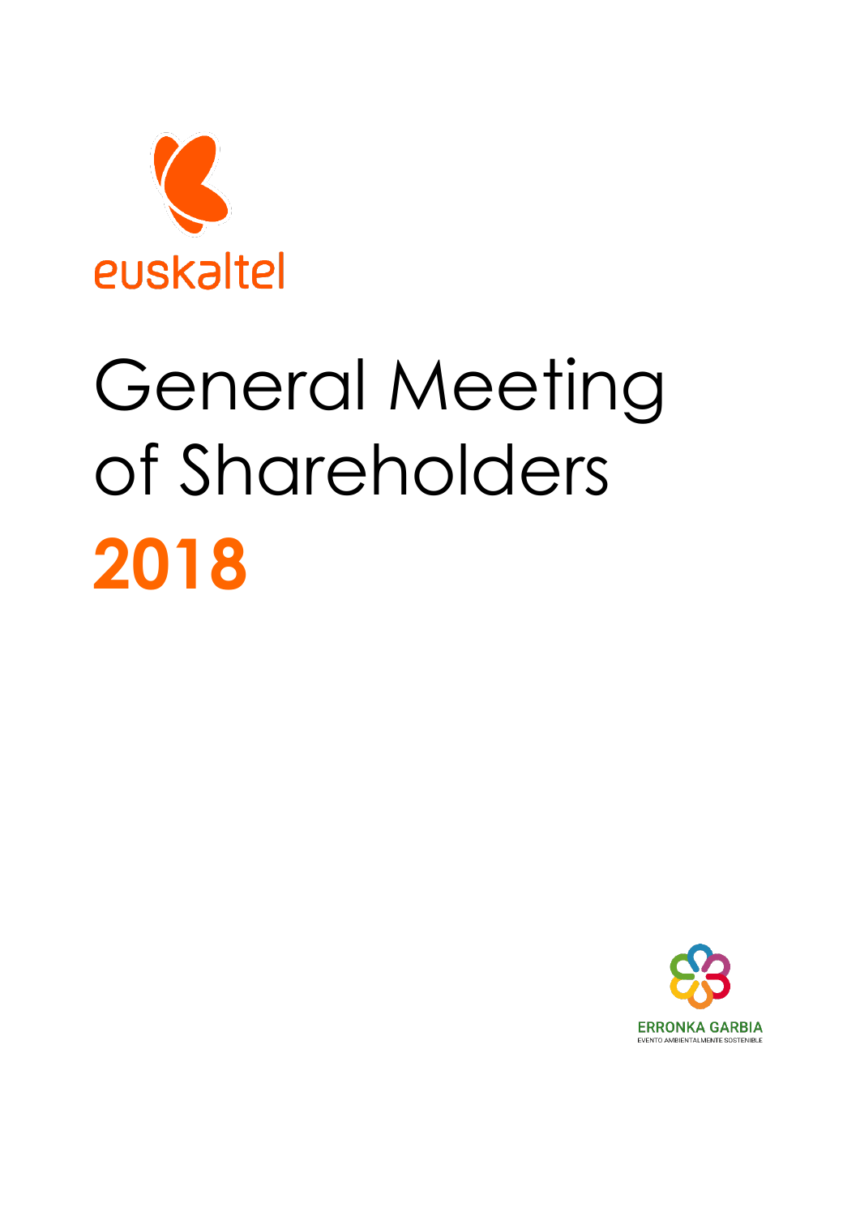euskaltel

# General Meeting of Shareholders 2018

ERRONKA GARBIA
EVENTO AMBIENTALMENTE SOSTENIBLE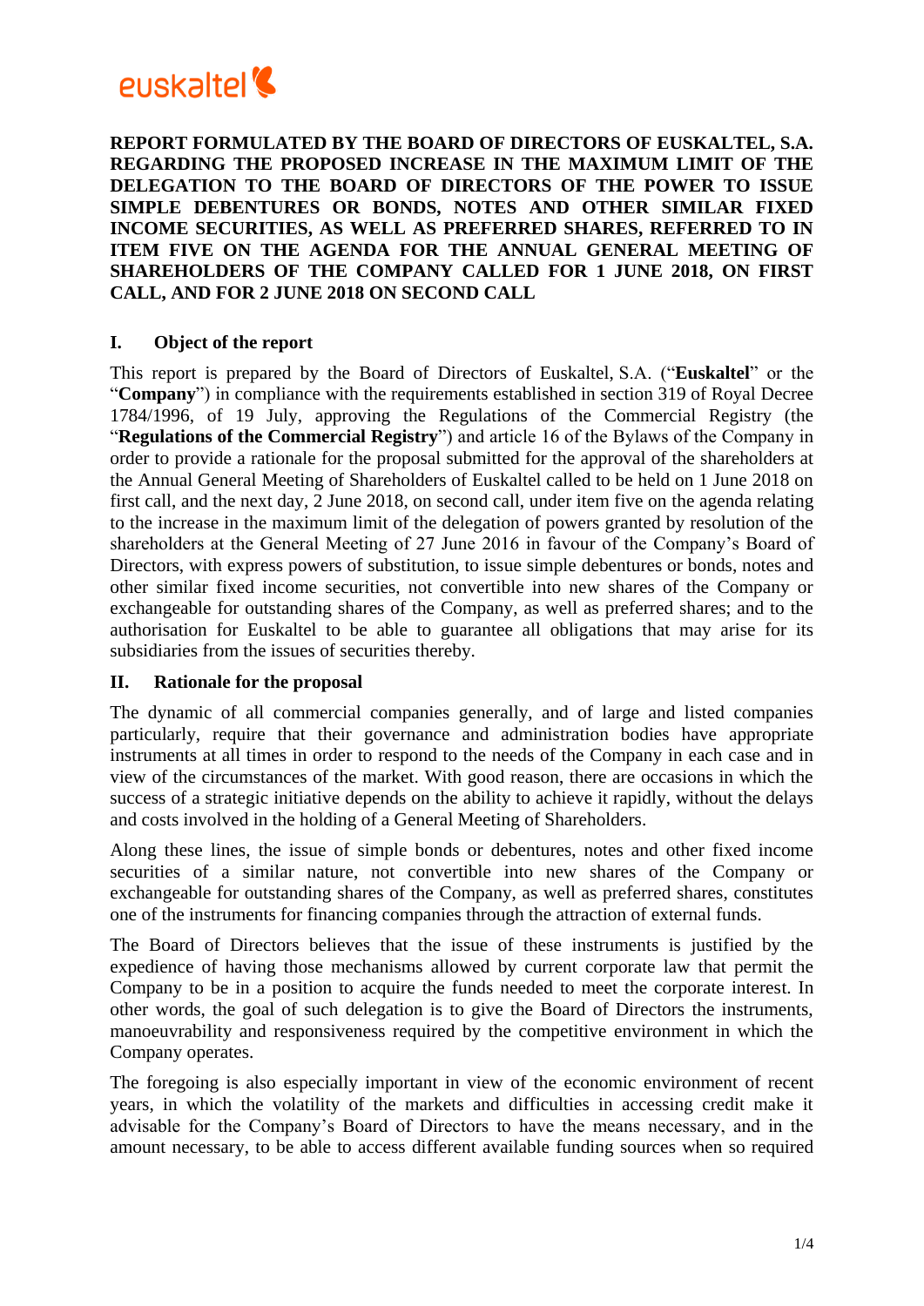euskaltel

**REPORT FORMULATED BY THE BOARD OF DIRECTORS OF EUSKALTEL, S.A. REGARDING THE PROPOSED INCREASE IN THE MAXIMUM LIMIT OF THE DELEGATION TO THE BOARD OF DIRECTORS OF THE POWER TO ISSUE SIMPLE DEBENTURES OR BONDS, NOTES AND OTHER SIMILAR FIXED INCOME SECURITIES, AS WELL AS PREFERRED SHARES, REFERRED TO IN ITEM FIVE ON THE AGENDA FOR THE ANNUAL GENERAL MEETING OF SHAREHOLDERS OF THE COMPANY CALLED FOR 1 JUNE 2018, ON FIRST CALL, AND FOR 2 JUNE 2018 ON SECOND CALL**

## I. Object of the report

This report is prepared by the Board of Directors of Euskaltel, S.A. ("**Euskaltel**" or the "**Company**") in compliance with the requirements established in section 319 of Royal Decree 1784/1996, of 19 July, approving the Regulations of the Commercial Registry (the "**Regulations of the Commercial Registry**") and article 16 of the Bylaws of the Company in order to provide a rationale for the proposal submitted for the approval of the shareholders at the Annual General Meeting of Shareholders of Euskaltel called to be held on 1 June 2018 on first call, and the next day, 2 June 2018, on second call, under item five on the agenda relating to the increase in the maximum limit of the delegation of powers granted by resolution of the shareholders at the General Meeting of 27 June 2016 in favour of the Company's Board of Directors, with express powers of substitution, to issue simple debentures or bonds, notes and other similar fixed income securities, not convertible into new shares of the Company or exchangeable for outstanding shares of the Company, as well as preferred shares; and to the authorisation for Euskaltel to be able to guarantee all obligations that may arise for its subsidiaries from the issues of securities thereby.

## II. Rationale for the proposal

The dynamic of all commercial companies generally, and of large and listed companies particularly, require that their governance and administration bodies have appropriate instruments at all times in order to respond to the needs of the Company in each case and in view of the circumstances of the market. With good reason, there are occasions in which the success of a strategic initiative depends on the ability to achieve it rapidly, without the delays and costs involved in the holding of a General Meeting of Shareholders.

Along these lines, the issue of simple bonds or debentures, notes and other fixed income securities of a similar nature, not convertible into new shares of the Company or exchangeable for outstanding shares of the Company, as well as preferred shares, constitutes one of the instruments for financing companies through the attraction of external funds.

The Board of Directors believes that the issue of these instruments is justified by the expedience of having those mechanisms allowed by current corporate law that permit the Company to be in a position to acquire the funds needed to meet the corporate interest. In other words, the goal of such delegation is to give the Board of Directors the instruments, manoeuvrability and responsiveness required by the competitive environment in which the Company operates.

The foregoing is also especially important in view of the economic environment of recent years, in which the volatility of the markets and difficulties in accessing credit make it advisable for the Company's Board of Directors to have the means necessary, and in the amount necessary, to be able to access different available funding sources when so required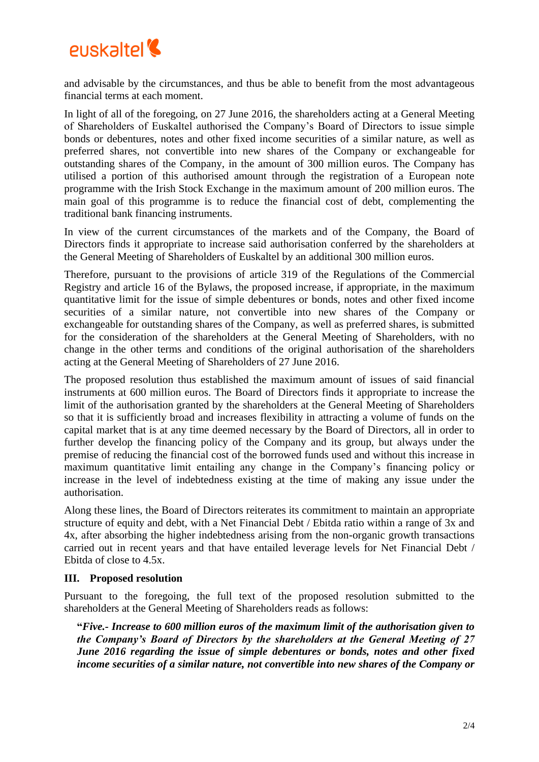and advisable by the circumstances, and thus be able to benefit from the most advantageous financial terms at each moment.

In light of all of the foregoing, on 27 June 2016, the shareholders acting at a General Meeting of Shareholders of Euskaltel authorised the Company's Board of Directors to issue simple bonds or debentures, notes and other fixed income securities of a similar nature, as well as preferred shares, not convertible into new shares of the Company or exchangeable for outstanding shares of the Company, in the amount of 300 million euros. The Company has utilised a portion of this authorised amount through the registration of a European note programme with the Irish Stock Exchange in the maximum amount of 200 million euros. The main goal of this programme is to reduce the financial cost of debt, complementing the traditional bank financing instruments.

In view of the current circumstances of the markets and of the Company, the Board of Directors finds it appropriate to increase said authorisation conferred by the shareholders at the General Meeting of Shareholders of Euskaltel by an additional 300 million euros.

Therefore, pursuant to the provisions of article 319 of the Regulations of the Commercial Registry and article 16 of the Bylaws, the proposed increase, if appropriate, in the maximum quantitative limit for the issue of simple debentures or bonds, notes and other fixed income securities of a similar nature, not convertible into new shares of the Company or exchangeable for outstanding shares of the Company, as well as preferred shares, is submitted for the consideration of the shareholders at the General Meeting of Shareholders, with no change in the other terms and conditions of the original authorisation of the shareholders acting at the General Meeting of Shareholders of 27 June 2016.

The proposed resolution thus established the maximum amount of issues of said financial instruments at 600 million euros. The Board of Directors finds it appropriate to increase the limit of the authorisation granted by the shareholders at the General Meeting of Shareholders so that it is sufficiently broad and increases flexibility in attracting a volume of funds on the capital market that is at any time deemed necessary by the Board of Directors, all in order to further develop the financing policy of the Company and its group, but always under the premise of reducing the financial cost of the borrowed funds used and without this increase in maximum quantitative limit entailing any change in the Company's financing policy or increase in the level of indebtedness existing at the time of making any issue under the authorisation.

Along these lines, the Board of Directors reiterates its commitment to maintain an appropriate structure of equity and debt, with a Net Financial Debt / Ebitda ratio within a range of 3x and 4x, after absorbing the higher indebtedness arising from the non-organic growth transactions carried out in recent years and that have entailed leverage levels for Net Financial Debt / Ebitda of close to 4.5x.

### III. Proposed resolution

Pursuant to the foregoing, the full text of the proposed resolution submitted to the shareholders at the General Meeting of Shareholders reads as follows:

> "***Five.- Increase to 600 million euros of the maximum limit of the authorisation given to the Company's Board of Directors by the shareholders at the General Meeting of 27 June 2016 regarding the issue of simple debentures or bonds, notes and other fixed income securities of a similar nature, not convertible into new shares of the Company or***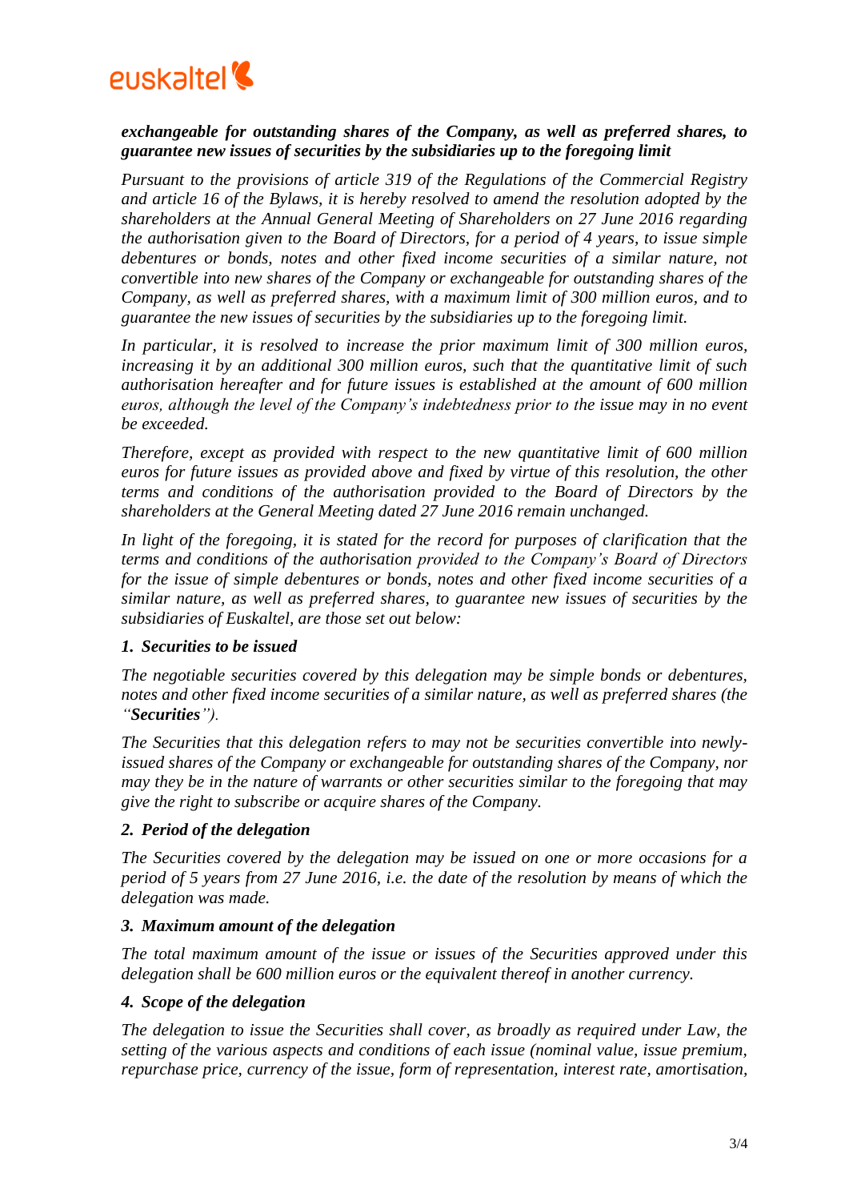***exchangeable for outstanding shares of the Company, as well as preferred shares, to guarantee new issues of securities by the subsidiaries up to the foregoing limit***

*Pursuant to the provisions of article 319 of the Regulations of the Commercial Registry and article 16 of the Bylaws, it is hereby resolved to amend the resolution adopted by the shareholders at the Annual General Meeting of Shareholders on 27 June 2016 regarding the authorisation given to the Board of Directors, for a period of 4 years, to issue simple debentures or bonds, notes and other fixed income securities of a similar nature, not convertible into new shares of the Company or exchangeable for outstanding shares of the Company, as well as preferred shares, with a maximum limit of 300 million euros, and to guarantee the new issues of securities by the subsidiaries up to the foregoing limit.*

*In particular, it is resolved to increase the prior maximum limit of 300 million euros, increasing it by an additional 300 million euros, such that the quantitative limit of such authorisation hereafter and for future issues is established at the amount of 600 million euros, although the level of the Company's indebtedness prior to the issue may in no event be exceeded.*

*Therefore, except as provided with respect to the new quantitative limit of 600 million euros for future issues as provided above and fixed by virtue of this resolution, the other terms and conditions of the authorisation provided to the Board of Directors by the shareholders at the General Meeting dated 27 June 2016 remain unchanged.*

*In light of the foregoing, it is stated for the record for purposes of clarification that the terms and conditions of the authorisation provided to the Company's Board of Directors for the issue of simple debentures or bonds, notes and other fixed income securities of a similar nature, as well as preferred shares, to guarantee new issues of securities by the subsidiaries of Euskaltel, are those set out below:*

***1. Securities to be issued***

*The negotiable securities covered by this delegation may be simple bonds or debentures, notes and other fixed income securities of a similar nature, as well as preferred shares (the "**Securities**").*

*The Securities that this delegation refers to may not be securities convertible into newly-issued shares of the Company or exchangeable for outstanding shares of the Company, nor may they be in the nature of warrants or other securities similar to the foregoing that may give the right to subscribe or acquire shares of the Company.*

***2. Period of the delegation***

*The Securities covered by the delegation may be issued on one or more occasions for a period of 5 years from 27 June 2016, i.e. the date of the resolution by means of which the delegation was made.*

***3. Maximum amount of the delegation***

*The total maximum amount of the issue or issues of the Securities approved under this delegation shall be 600 million euros or the equivalent thereof in another currency.*

***4. Scope of the delegation***

*The delegation to issue the Securities shall cover, as broadly as required under Law, the setting of the various aspects and conditions of each issue (nominal value, issue premium, repurchase price, currency of the issue, form of representation, interest rate, amortisation,*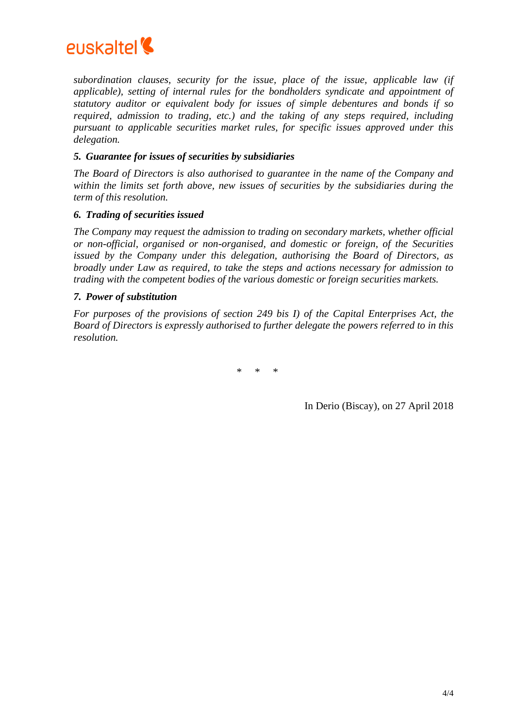*subordination clauses, security for the issue, place of the issue, applicable law (if applicable), setting of internal rules for the bondholders syndicate and appointment of statutory auditor or equivalent body for issues of simple debentures and bonds if so required, admission to trading, etc.) and the taking of any steps required, including pursuant to applicable securities market rules, for specific issues approved under this delegation.*

***5. Guarantee for issues of securities by subsidiaries***

*The Board of Directors is also authorised to guarantee in the name of the Company and within the limits set forth above, new issues of securities by the subsidiaries during the term of this resolution.*

***6. Trading of securities issued***

*The Company may request the admission to trading on secondary markets, whether official or non-official, organised or non-organised, and domestic or foreign, of the Securities issued by the Company under this delegation, authorising the Board of Directors, as broadly under Law as required, to take the steps and actions necessary for admission to trading with the competent bodies of the various domestic or foreign securities markets.*

***7. Power of substitution***

*For purposes of the provisions of section 249 bis I) of the Capital Enterprises Act, the Board of Directors is expressly authorised to further delegate the powers referred to in this resolution.*

\* \* \*

In Derio (Biscay), on 27 April 2018